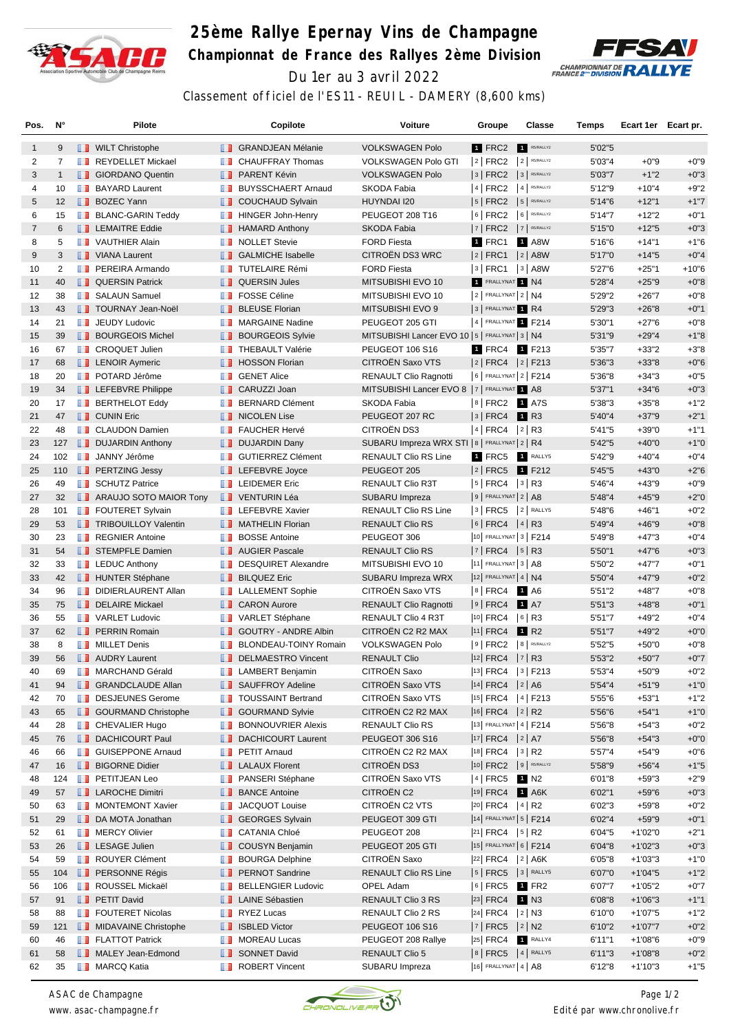# 25ème Rallye Epernay Vins de Champagne

## Championnat de France des Rallyes 2ème Division

Du 1er au 3 avril 2022

Classement officiel de l'ES11 - REUIL - DAMERY (8,600 kms)

| Pos. | N° | Pilote | Copilote | Voiture | Groupe | Classe | Temps | Ecart 1er | Ecart pr. |
|---|---|---|---|---|---|---|---|---|---|
| 1 | 9 | WILT Christophe | GRANDJEAN Mélanie | VOLKSWAGEN Polo | 1 FRC2 | 1 R5/RALLY2 | 5'02"5 | | |
| 2 | 7 | REYDELLET Mickael | CHAUFFRAY Thomas | VOLKSWAGEN Polo GTI | 2 FRC2 | 2 R5/RALLY2 | 5'03"4 | +0"9 | +0"9 |
| 3 | 1 | GIORDANO Quentin | PARENT Kévin | VOLKSWAGEN Polo | 3 FRC2 | 3 R5/RALLY2 | 5'03"7 | +1"2 | +0"3 |
| 4 | 10 | BAYARD Laurent | BUYSSCHAERT Arnaud | SKODA Fabia | 4 FRC2 | 4 R5/RALLY2 | 5'12"9 | +10"4 | +9"2 |
| 5 | 12 | BOZEC Yann | COUCHAUD Sylvain | HUYNDAI I20 | 5 FRC2 | 5 R5/RALLY2 | 5'14"6 | +12"1 | +1"7 |
| 6 | 15 | BLANC-GARIN Teddy | HINGER John-Henry | PEUGEOT 208 T16 | 6 FRC2 | 6 R5/RALLY2 | 5'14"7 | +12"2 | +0"1 |
| 7 | 6 | LEMAITRE Eddie | HAMARD Anthony | SKODA Fabia | 7 FRC2 | 7 R5/RALLY2 | 5'15"0 | +12"5 | +0"3 |
| 8 | 5 | VAUTHIER Alain | NOLLET Stevie | FORD Fiesta | 1 FRC1 | 1 A8W | 5'16"6 | +14"1 | +1"6 |
| 9 | 3 | VIANA Laurent | GALMICHE Isabelle | CITROËN DS3 WRC | 2 FRC1 | 2 A8W | 5'17"0 | +14"5 | +0"4 |
| 10 | 2 | PEREIRA Armando | TUTELAIRE Rémi | FORD Fiesta | 3 FRC1 | 3 A8W | 5'27"6 | +25"1 | +10"6 |
| 11 | 40 | QUERSIN Patrick | QUERSIN Jules | MITSUBISHI EVO 10 | 1 FRALLYNAT | 1 N4 | 5'28"4 | +25"9 | +0"8 |
| 12 | 38 | SALAUN Samuel | FOSSE Céline | MITSUBISHI EVO 10 | 2 FRALLYNAT | 2 N4 | 5'29"2 | +26"7 | +0"8 |
| 13 | 43 | TOURNAY Jean-Noël | BLEUSE Florian | MITSUBISHI EVO 9 | 3 FRALLYNAT | 1 R4 | 5'29"3 | +26"8 | +0"1 |
| 14 | 21 | JEUDY Ludovic | MARGAINE Nadine | PEUGEOT 205 GTI | 4 FRALLYNAT | 1 F214 | 5'30"1 | +27"6 | +0"8 |
| 15 | 39 | BOURGEOIS Michel | BOURGEOIS Sylvie | MITSUBISHI Lancer EVO 10 | 5 FRALLYNAT | 3 N4 | 5'31"9 | +29"4 | +1"8 |
| 16 | 67 | CROQUET Julien | THEBAULT Valérie | PEUGEOT 106 S16 | 1 FRC4 | 1 F213 | 5'35"7 | +33"2 | +3"8 |
| 17 | 68 | LENOIR Aymeric | HOSSON Florian | CITROËN Saxo VTS | 2 FRC4 | 2 F213 | 5'36"3 | +33"8 | +0"6 |
| 18 | 20 | POTARD Jérôme | GENET Alice | RENAULT Clio Ragnotti | 6 FRALLYNAT | 2 F214 | 5'36"8 | +34"3 | +0"5 |
| 19 | 34 | LEFEBVRE Philippe | CARUZZI Joan | MITSUBISHI Lancer EVO 8 | 7 FRALLYNAT | 1 A8 | 5'37"1 | +34"6 | +0"3 |
| 20 | 17 | BERTHELOT Eddy | BERNARD Clément | SKODA Fabia | 8 FRC2 | 1 A7S | 5'38"3 | +35"8 | +1"2 |
| 21 | 47 | CUNIN Eric | NICOLEN Lise | PEUGEOT 207 RC | 3 FRC4 | 1 R3 | 5'40"4 | +37"9 | +2"1 |
| 22 | 48 | CLAUDON Damien | FAUCHER Hervé | CITROËN DS3 | 4 FRC4 | 2 R3 | 5'41"5 | +39"0 | +1"1 |
| 23 | 127 | DUJARDIN Anthony | DUJARDIN Dany | SUBARU Impreza WRX STI | 8 FRALLYNAT | 2 R4 | 5'42"5 | +40"0 | +1"0 |
| 24 | 102 | JANNY Jérôme | GUTIERREZ Clément | RENAULT Clio RS Line | 1 FRC5 | 1 RALLY5 | 5'42"9 | +40"4 | +0"4 |
| 25 | 110 | PERTZING Jessy | LEFEBVRE Joyce | PEUGEOT 205 | 2 FRC5 | 1 F212 | 5'45"5 | +43"0 | +2"6 |
| 26 | 49 | SCHUTZ Patrice | LEIDEMER Eric | RENAULT Clio R3T | 5 FRC4 | 3 R3 | 5'46"4 | +43"9 | +0"9 |
| 27 | 32 | ARAUJO SOTO MAIOR Tony | VENTURIN Léa | SUBARU Impreza | 9 FRALLYNAT | 2 A8 | 5'48"4 | +45"9 | +2"0 |
| 28 | 101 | FOUTERET Sylvain | LEFEBVRE Xavier | RENAULT Clio RS Line | 3 FRC5 | 2 RALLY5 | 5'48"6 | +46"1 | +0"2 |
| 29 | 53 | TRIBOUILLOY Valentin | MATHELIN Florian | RENAULT Clio RS | 6 FRC4 | 4 R3 | 5'49"4 | +46"9 | +0"8 |
| 30 | 23 | REGNIER Antoine | BOSSE Antoine | PEUGEOT 306 | 10 FRALLYNAT | 3 F214 | 5'49"8 | +47"3 | +0"4 |
| 31 | 54 | STEMPFLE Damien | AUGIER Pascale | RENAULT Clio RS | 7 FRC4 | 5 R3 | 5'50"1 | +47"6 | +0"3 |
| 32 | 33 | LEDUC Anthony | DESQUIRET Alexandre | MITSUBISHI EVO 10 | 11 FRALLYNAT | 3 A8 | 5'50"2 | +47"7 | +0"1 |
| 33 | 42 | HUNTER Stéphane | BILQUEZ Eric | SUBARU Impreza WRX | 12 FRALLYNAT | 4 N4 | 5'50"4 | +47"9 | +0"2 |
| 34 | 96 | DIDIERLAURENT Allan | LALLEMENT Sophie | CITROËN Saxo VTS | 8 FRC4 | 1 A6 | 5'51"2 | +48"7 | +0"8 |
| 35 | 75 | DELAIRE Mickael | CARON Aurore | RENAULT Clio Ragnotti | 9 FRC4 | 1 A7 | 5'51"3 | +48"8 | +0"1 |
| 36 | 55 | VARLET Ludovic | VARLET Stéphane | RENAULT Clio 4 R3T | 10 FRC4 | 6 R3 | 5'51"7 | +49"2 | +0"4 |
| 37 | 62 | PERRIN Romain | GOUTRY - ANDRE Albin | CITROËN C2 R2 MAX | 11 FRC4 | 1 R2 | 5'51"7 | +49"2 | +0"0 |
| 38 | 8 | MILLET Denis | BLONDEAU-TOINY Romain | VOLKSWAGEN Polo | 9 FRC2 | 8 R5/RALLY2 | 5'52"5 | +50"0 | +0"8 |
| 39 | 56 | AUDRY Laurent | DELMAESTRO Vincent | RENAULT Clio | 12 FRC4 | 7 R3 | 5'53"2 | +50"7 | +0"7 |
| 40 | 69 | MARCHAND Gérald | LAMBERT Benjamin | CITROËN Saxo | 13 FRC4 | 3 F213 | 5'53"4 | +50"9 | +0"2 |
| 41 | 94 | GRANDCLAUDE Allan | SAUFFROY Adeline | CITROËN Saxo VTS | 14 FRC4 | 2 A6 | 5'54"4 | +51"9 | +1"0 |
| 42 | 70 | DESJEUNES Gerome | TOUSSAINT Bertrand | CITROËN Saxo VTS | 15 FRC4 | 4 F213 | 5'55"6 | +53"1 | +1"2 |
| 43 | 65 | GOURMAND Christophe | GOURMAND Sylvie | CITROËN C2 R2 MAX | 16 FRC4 | 2 R2 | 5'56"6 | +54"1 | +1"0 |
| 44 | 28 | CHEVALIER Hugo | BONNOUVRIER Alexis | RENAULT Clio RS | 13 FRALLYNAT | 4 F214 | 5'56"8 | +54"3 | +0"2 |
| 45 | 76 | DACHICOURT Paul | DACHICOURT Laurent | PEUGEOT 306 S16 | 17 FRC4 | 2 A7 | 5'56"8 | +54"3 | +0"0 |
| 46 | 66 | GUISEPPONE Arnaud | PETIT Arnaud | CITROËN C2 R2 MAX | 18 FRC4 | 3 R2 | 5'57"4 | +54"9 | +0"6 |
| 47 | 16 | BIGORNE Didier | LALAUX Florent | CITROËN DS3 | 10 FRC2 | 9 R5/RALLY2 | 5'58"9 | +56"4 | +1"5 |
| 48 | 124 | PETITJEAN Leo | PANSERI Stéphane | CITROËN Saxo VTS | 4 FRC5 | 1 N2 | 6'01"8 | +59"3 | +2"9 |
| 49 | 57 | LAROCHE Dimitri | BANCE Antoine | CITROËN C2 | 19 FRC4 | 1 A6K | 6'02"1 | +59"6 | +0"3 |
| 50 | 63 | MONTEMONT Xavier | JACQUOT Louise | CITROËN C2 VTS | 20 FRC4 | 4 R2 | 6'02"3 | +59"8 | +0"2 |
| 51 | 29 | DA MOTA Jonathan | GEORGES Sylvain | PEUGEOT 309 GTI | 14 FRALLYNAT | 5 F214 | 6'02"4 | +59"9 | +0"1 |
| 52 | 61 | MERCY Olivier | CATANIA Chloé | PEUGEOT 208 | 21 FRC4 | 5 R2 | 6'04"5 | +1'02"0 | +2"1 |
| 53 | 26 | LESAGE Julien | COUSYN Benjamin | PEUGEOT 205 GTI | 15 FRALLYNAT | 6 F214 | 6'04"8 | +1'02"3 | +0"3 |
| 54 | 59 | ROUYER Clément | BOURGA Delphine | CITROËN Saxo | 22 FRC4 | 2 A6K | 6'05"8 | +1'03"3 | +1"0 |
| 55 | 104 | PERSONNE Régis | PERNOT Sandrine | RENAULT Clio RS Line | 5 FRC5 | 3 RALLY5 | 6'07"0 | +1'04"5 | +1"2 |
| 56 | 106 | ROUSSEL Mickaël | BELLENGIER Ludovic | OPEL Adam | 6 FRC5 | 1 FR2 | 6'07"7 | +1'05"2 | +0"7 |
| 57 | 91 | PETIT David | LAINE Sébastien | RENAULT Clio 3 RS | 23 FRC4 | 1 N3 | 6'08"8 | +1'06"3 | +1"1 |
| 58 | 88 | FOUTERET Nicolas | RYEZ Lucas | RENAULT Clio 2 RS | 24 FRC4 | 2 N3 | 6'10"0 | +1'07"5 | +1"2 |
| 59 | 121 | MIDAVAINE Christophe | ISBLED Victor | PEUGEOT 106 S16 | 7 FRC5 | 2 N2 | 6'10"2 | +1'07"7 | +0"2 |
| 60 | 46 | FLATTOT Patrick | MOREAU Lucas | PEUGEOT 208 Rallye | 25 FRC4 | 1 RALLY4 | 6'11"1 | +1'08"6 | +0"9 |
| 61 | 58 | MALEY Jean-Edmond | SONNET David | RENAULT Clio 5 | 8 FRC5 | 4 RALLY5 | 6'11"3 | +1'08"8 | +0"2 |
| 62 | 35 | MARCQ Katia | ROBERT Vincent | SUBARU Impreza | 16 FRALLYNAT | 4 A8 | 6'12"8 | +1'10"3 | +1"5 |

ASAC de Champagne
www.asac-champagne.fr

Edité par www.chronolive.fr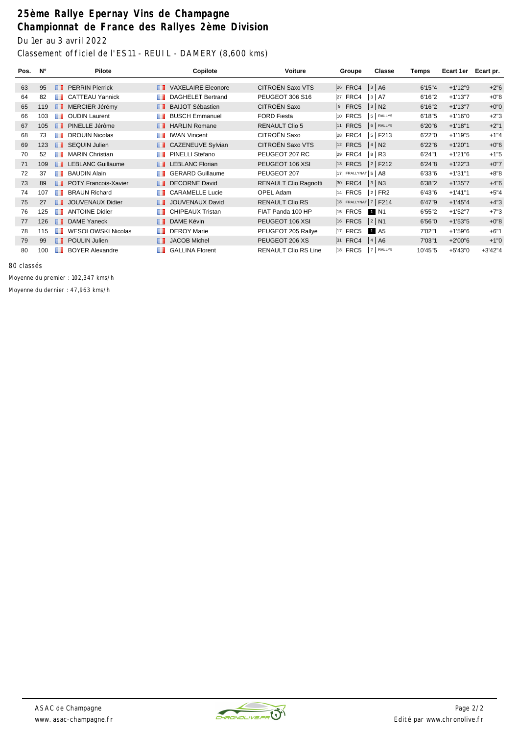# 25ème Rallye Epernay Vins de Champagne
# Championnat de France des Rallyes 2ème Division

Du 1er au 3 avril 2022

Classement officiel de l'ES11 - REUIL - DAMERY (8,600 kms)

| Pos. | N° | Pilote | Copilote | Voiture | Groupe | Classe | Temps | Ecart 1er | Ecart pr. |
|---|---|---|---|---|---|---|---|---|---|
| 63 | 95 | PERRIN Pierrick | VAXELAIRE Eleonore | CITROËN Saxo VTS | 26 FRC4 | 3 A6 | 6'15"4 | +1'12"9 | +2"6 |
| 64 | 82 | CATTEAU Yannick | DAGHELET Bertrand | PEUGEOT 306 S16 | 27 FRC4 | 3 A7 | 6'16"2 | +1'13"7 | +0"8 |
| 65 | 119 | MERCIER Jérémy | BAIJOT Sébastien | CITROËN Saxo | 9 FRC5 | 3 N2 | 6'16"2 | +1'13"7 | +0"0 |
| 66 | 103 | OUDIN Laurent | BUSCH Emmanuel | FORD Fiesta | 10 FRC5 | 5 RALLY5 | 6'18"5 | +1'16"0 | +2"3 |
| 67 | 105 | PINELLE Jérôme | HARLIN Romane | RENAULT Clio 5 | 11 FRC5 | 6 RALLY5 | 6'20"6 | +1'18"1 | +2"1 |
| 68 | 73 | DROUIN Nicolas | IWAN Vincent | CITROËN Saxo | 28 FRC4 | 5 F213 | 6'22"0 | +1'19"5 | +1"4 |
| 69 | 123 | SEQUIN Julien | CAZENEUVE Sylvian | CITROËN Saxo VTS | 12 FRC5 | 4 N2 | 6'22"6 | +1'20"1 | +0"6 |
| 70 | 52 | MARIN Christian | PINELLI Stefano | PEUGEOT 207 RC | 29 FRC4 | 8 R3 | 6'24"1 | +1'21"6 | +1"5 |
| 71 | 109 | LEBLANC Guillaume | LEBLANC Florian | PEUGEOT 106 XSI | 13 FRC5 | 2 F212 | 6'24"8 | +1'22"3 | +0"7 |
| 72 | 37 | BAUDIN Alain | GERARD Guillaume | PEUGEOT 207 | 17 FRALLYNAT | 5 A8 | 6'33"6 | +1'31"1 | +8"8 |
| 73 | 89 | POTY Francois-Xavier | DECORNE David | RENAULT Clio Ragnotti | 30 FRC4 | 3 N3 | 6'38"2 | +1'35"7 | +4"6 |
| 74 | 107 | BRAUN Richard | CARAMELLE Lucie | OPEL Adam | 14 FRC5 | 2 FR2 | 6'43"6 | +1'41"1 | +5"4 |
| 75 | 27 | JOUVENAUX Didier | JOUVENAUX David | RENAULT Clio RS | 18 FRALLYNAT | 7 F214 | 6'47"9 | +1'45"4 | +4"3 |
| 76 | 125 | ANTOINE Didier | CHIPEAUX Tristan | FIAT Panda 100 HP | 15 FRC5 | 1 N1 | 6'55"2 | +1'52"7 | +7"3 |
| 77 | 126 | DAME Yaneck | DAME Kévin | PEUGEOT 106 XSI | 16 FRC5 | 2 N1 | 6'56"0 | +1'53"5 | +0"8 |
| 78 | 115 | WESOLOWSKI Nicolas | DEROY Marie | PEUGEOT 205 Rallye | 17 FRC5 | 1 A5 | 7'02"1 | +1'59"6 | +6"1 |
| 79 | 99 | POULIN Julien | JACOB Michel | PEUGEOT 206 XS | 31 FRC4 | 4 A6 | 7'03"1 | +2'00"6 | +1"0 |
| 80 | 100 | BOYER Alexandre | GALLINA Florent | RENAULT Clio RS Line | 18 FRC5 | 7 RALLY5 | 10'45"5 | +5'43"0 | +3'42"4 |

80 classés

Moyenne du premier : 102,347 kms/h

Moyenne du dernier : 47,963 kms/h

ASAC de Champagne
www. asac-champagne.fr

Edité par www.chronolive.fr